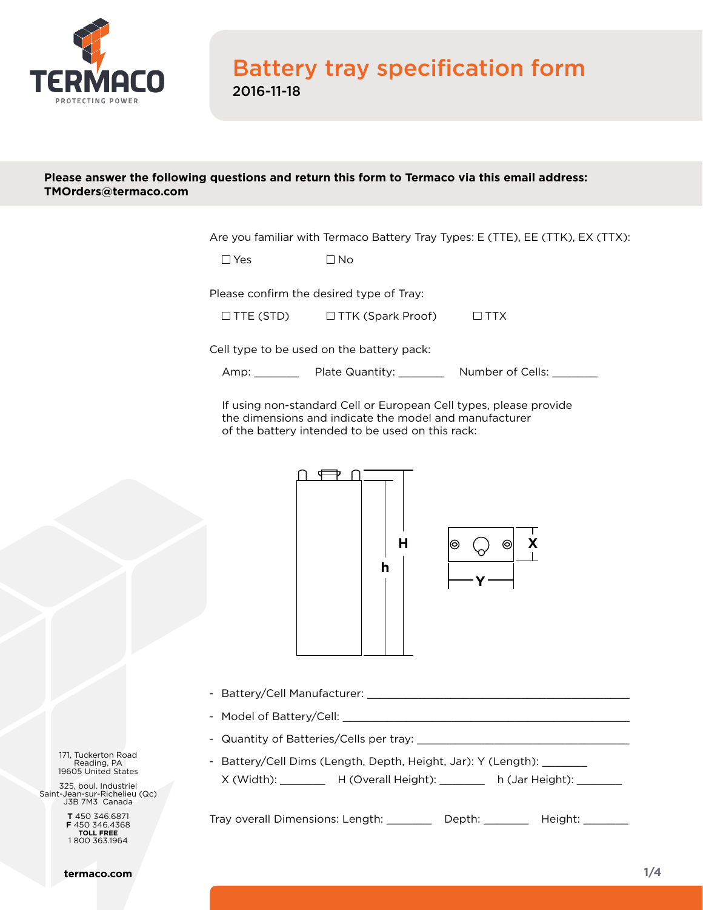# Battery tray specification form

2016-11-18

**Please answer the following questions and return this form to Termaco via this email address: TMOrders@termaco.com**

Are you familiar with Termaco Battery Tray Types: E (TTE), EE (TTK), EX (TTX):

☐ Yes ☐ No

Please confirm the desired type of Tray:

☐ TTE (STD) ☐ TTK (Spark Proof) ☐ TTX

Cell type to be used on the battery pack:

Amp: _______ Plate Quantity: _______ Number of Cells: _______

If using non-standard Cell or European Cell types, please provide the dimensions and indicate the model and manufacturer of the battery intended to be used on this rack:

H h X Y

- Battery/Cell Manufacturer: ________________________________________
- Model of Battery/Cell: ________________________________________
- Quantity of Batteries/Cells per tray: ________________________________
- Battery/Cell Dims (Length, Depth, Height, Jar): Y (Length): _______
  X (Width): _______ H (Overall Height): _______ h (Jar Height): _______

Tray overall Dimensions: Length: _______ Depth: _______ Height: _______

171, Tuckerton Road
Reading, PA
19605 United States

325, boul. Industriel
Saint-Jean-sur-Richelieu (Qc)
J3B 7M3 Canada

**T** 450 346.6871
**F** 450 346.4368
**TOLL FREE**
1 800 363.1964

**termaco.com**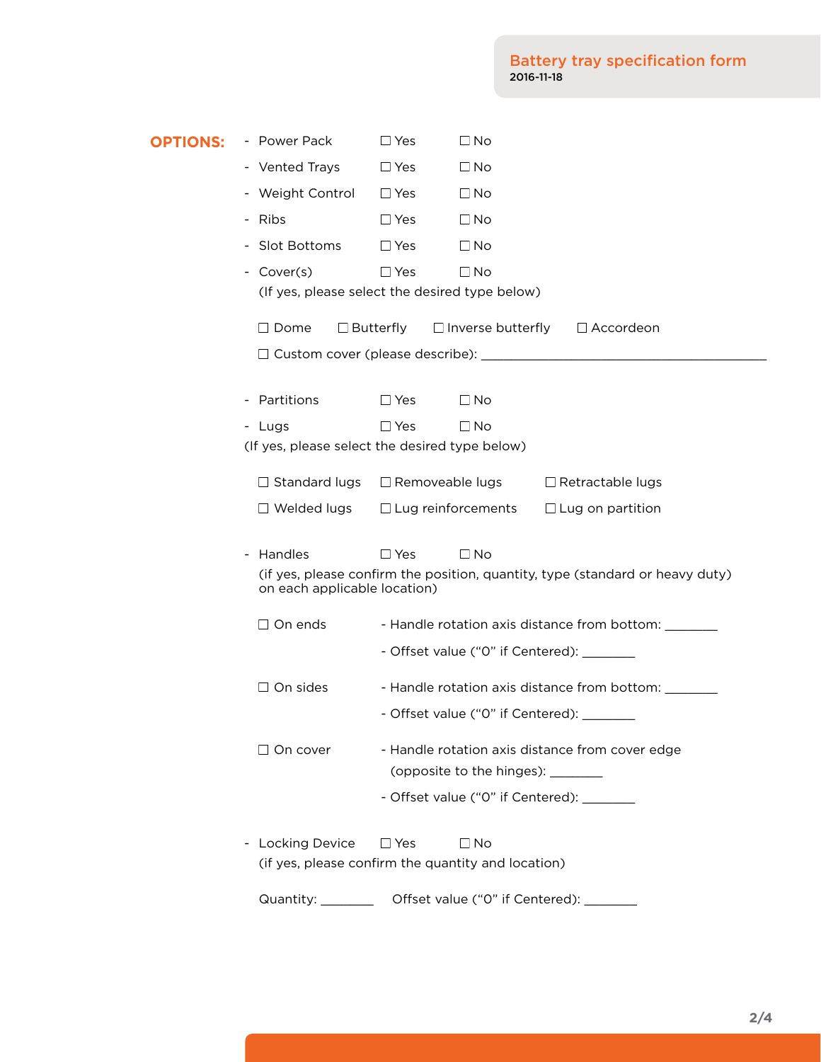**OPTIONS:**

- Power Pack ☐ Yes ☐ No
- Vented Trays ☐ Yes ☐ No
- Weight Control ☐ Yes ☐ No
- Ribs ☐ Yes ☐ No
- Slot Bottoms ☐ Yes ☐ No
- Cover(s) ☐ Yes ☐ No

  (If yes, please select the desired type below)

  ☐ Dome ☐ Butterfly ☐ Inverse butterfly ☐ Accordeon

  ☐ Custom cover (please describe): ________________________________________

- Partitions ☐ Yes ☐ No
- Lugs ☐ Yes ☐ No

(If yes, please select the desired type below)

  ☐ Standard lugs ☐ Removeable lugs ☐ Retractable lugs

  ☐ Welded lugs ☐ Lug reinforcements ☐ Lug on partition

- Handles ☐ Yes ☐ No

  (if yes, please confirm the position, quantity, type (standard or heavy duty) on each applicable location)

  ☐ On ends
  - Handle rotation axis distance from bottom: ________
  - Offset value ("0" if Centered): ________

  ☐ On sides
  - Handle rotation axis distance from bottom: ________
  - Offset value ("0" if Centered): ________

  ☐ On cover
  - Handle rotation axis distance from cover edge (opposite to the hinges): ________
  - Offset value ("0" if Centered): ________

- Locking Device ☐ Yes ☐ No

  (if yes, please confirm the quantity and location)

  Quantity: ________ Offset value ("0" if Centered): ________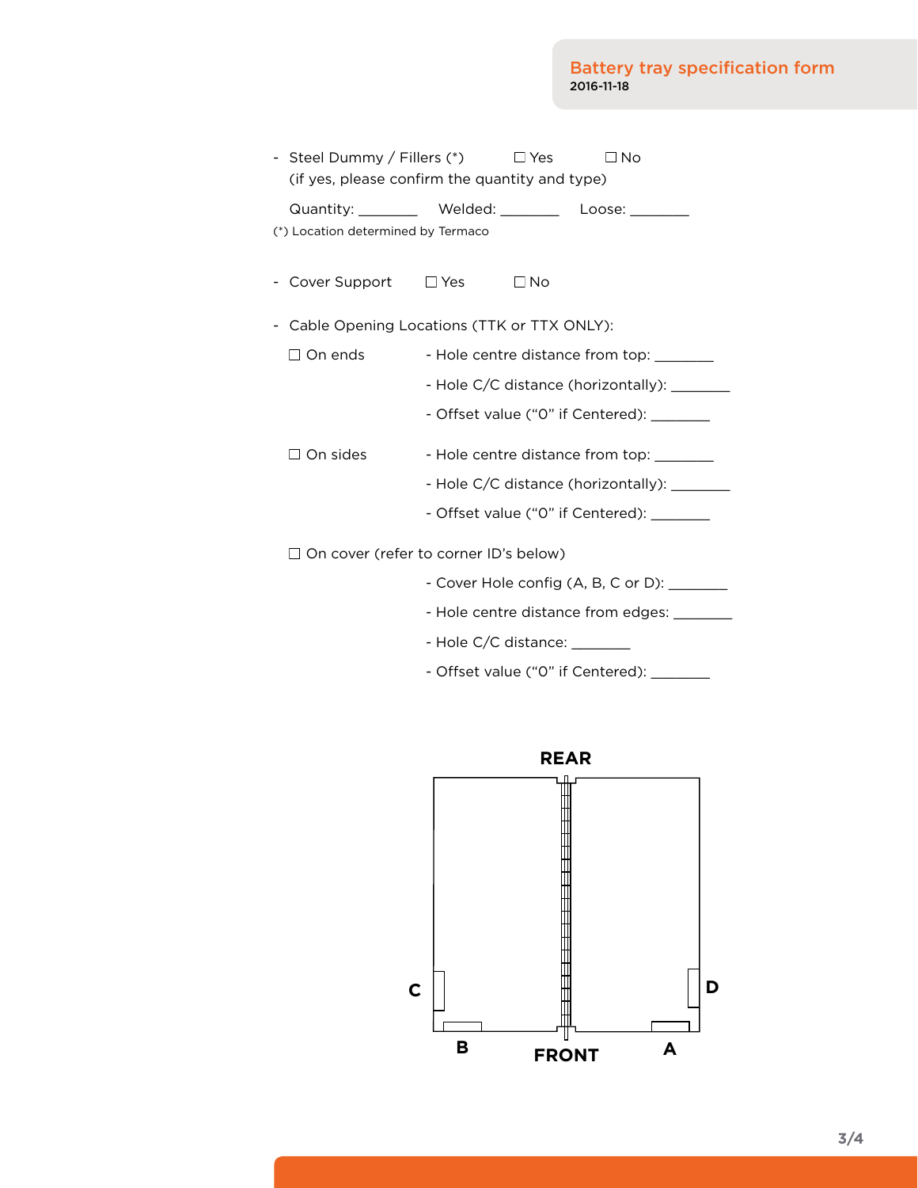- Steel Dummy / Fillers (*)  ☐ Yes  ☐ No
  (if yes, please confirm the quantity and type)

  Quantity: ________  Welded: ________  Loose: ________

(*) Location determined by Termaco

- Cover Support  ☐ Yes  ☐ No

- Cable Opening Locations (TTK or TTX ONLY):

  ☐ On ends
  - Hole centre distance from top: ________
  - Hole C/C distance (horizontally): ________
  - Offset value ("0" if Centered): ________

  ☐ On sides
  - Hole centre distance from top: ________
  - Hole C/C distance (horizontally): ________
  - Offset value ("0" if Centered): ________

  ☐ On cover (refer to corner ID's below)
  - Cover Hole config (A, B, C or D): ________
  - Hole centre distance from edges: ________
  - Hole C/C distance: ________
  - Offset value ("0" if Centered): ________

REAR

C  D

B  FRONT  A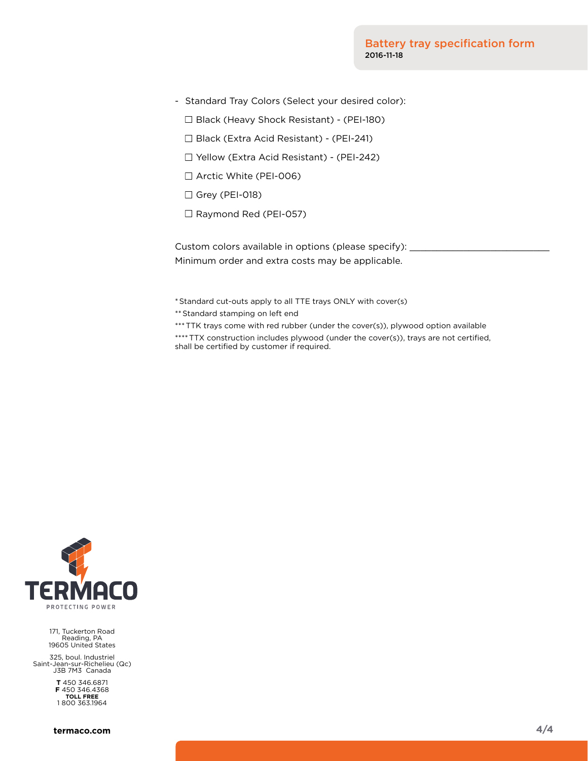- Standard Tray Colors (Select your desired color):
  - ☐ Black (Heavy Shock Resistant) - (PEI-180)
  - ☐ Black (Extra Acid Resistant) - (PEI-241)
  - ☐ Yellow (Extra Acid Resistant) - (PEI-242)
  - ☐ Arctic White (PEI-006)
  - ☐ Grey (PEI-018)
  - ☐ Raymond Red (PEI-057)

Custom colors available in options (please specify): ___________________________

Minimum order and extra costs may be applicable.

*Standard cut-outs apply to all TTE trays ONLY with cover(s)

**Standard stamping on left end

***TTK trays come with red rubber (under the cover(s)), plywood option available

****TTX construction includes plywood (under the cover(s)), trays are not certified, shall be certified by customer if required.

TERMACO
PROTECTING POWER

171, Tuckerton Road
Reading, PA
19605 United States

325, boul. Industriel
Saint-Jean-sur-Richelieu (Qc)
J3B 7M3 Canada

**T** 450 346.6871
**F** 450 346.4368
**TOLL FREE**
1 800 363.1964

**termaco.com**